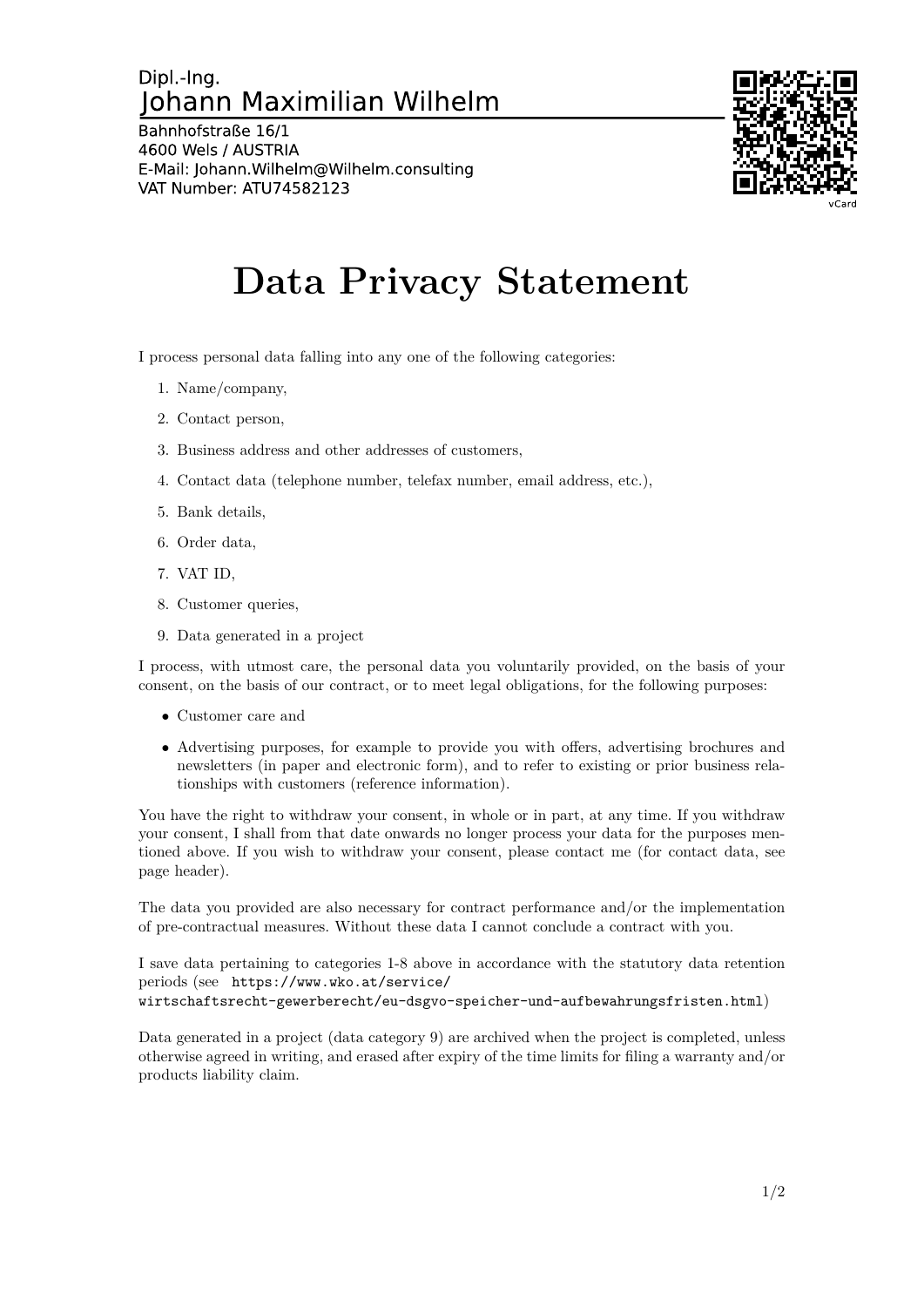Dipl.-Ing.
Johann Maximilian Wilhelm

Bahnhofstraße 16/1
4600 Wels / AUSTRIA
E-Mail: Johann.Wilhelm@Wilhelm.consulting
VAT Number: ATU74582123

vCard

# Data Privacy Statement

I process personal data falling into any one of the following categories:

1. Name/company,
2. Contact person,
3. Business address and other addresses of customers,
4. Contact data (telephone number, telefax number, email address, etc.),
5. Bank details,
6. Order data,
7. VAT ID,
8. Customer queries,
9. Data generated in a project

I process, with utmost care, the personal data you voluntarily provided, on the basis of your consent, on the basis of our contract, or to meet legal obligations, for the following purposes:

- Customer care and
- Advertising purposes, for example to provide you with offers, advertising brochures and newsletters (in paper and electronic form), and to refer to existing or prior business relationships with customers (reference information).

You have the right to withdraw your consent, in whole or in part, at any time. If you withdraw your consent, I shall from that date onwards no longer process your data for the purposes mentioned above. If you wish to withdraw your consent, please contact me (for contact data, see page header).

The data you provided are also necessary for contract performance and/or the implementation of pre-contractual measures. Without these data I cannot conclude a contract with you.

I save data pertaining to categories 1-8 above in accordance with the statutory data retention periods (see `https://www.wko.at/service/wirtschaftsrecht-gewerberecht/eu-dsgvo-speicher-und-aufbewahrungsfristen.html`)

Data generated in a project (data category 9) are archived when the project is completed, unless otherwise agreed in writing, and erased after expiry of the time limits for filing a warranty and/or products liability claim.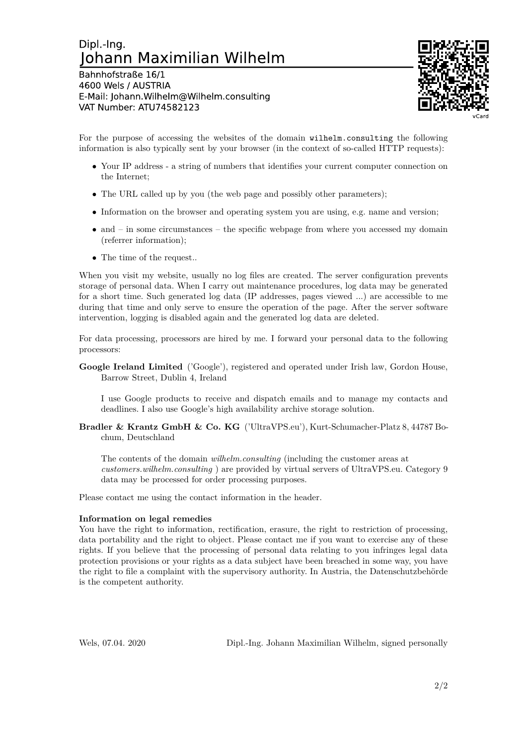Dipl.-Ing.

# Johann Maximilian Wilhelm

Bahnhofstraße 16/1
4600 Wels / AUSTRIA
E-Mail: Johann.Wilhelm@Wilhelm.consulting
VAT Number: ATU74582123

vCard

For the purpose of accessing the websites of the domain `wilhelm.consulting` the following information is also typically sent by your browser (in the context of so-called HTTP requests):

- Your IP address - a string of numbers that identifies your current computer connection on the Internet;
- The URL called up by you (the web page and possibly other parameters);
- Information on the browser and operating system you are using, e.g. name and version;
- and – in some circumstances – the specific webpage from where you accessed my domain (referrer information);
- The time of the request..

When you visit my website, usually no log files are created. The server configuration prevents storage of personal data. When I carry out maintenance procedures, log data may be generated for a short time. Such generated log data (IP addresses, pages viewed ...) are accessible to me during that time and only serve to ensure the operation of the page. After the server software intervention, logging is disabled again and the generated log data are deleted.

For data processing, processors are hired by me. I forward your personal data to the following processors:

**Google Ireland Limited** ('Google'), registered and operated under Irish law, Gordon House, Barrow Street, Dublin 4, Ireland

I use Google products to receive and dispatch emails and to manage my contacts and deadlines. I also use Google's high availability archive storage solution.

**Bradler & Krantz GmbH & Co. KG** ('UltraVPS.eu'), Kurt-Schumacher-Platz 8, 44787 Bochum, Deutschland

The contents of the domain *wilhelm.consulting* (including the customer areas at *customers.wilhelm.consulting* ) are provided by virtual servers of UltraVPS.eu. Category 9 data may be processed for order processing purposes.

Please contact me using the contact information in the header.

**Information on legal remedies**
You have the right to information, rectification, erasure, the right to restriction of processing, data portability and the right to object. Please contact me if you want to exercise any of these rights. If you believe that the processing of personal data relating to you infringes legal data protection provisions or your rights as a data subject have been breached in some way, you have the right to file a complaint with the supervisory authority. In Austria, the Datenschutzbehörde is the competent authority.

Wels, 07.04. 2020 Dipl.-Ing. Johann Maximilian Wilhelm, signed personally